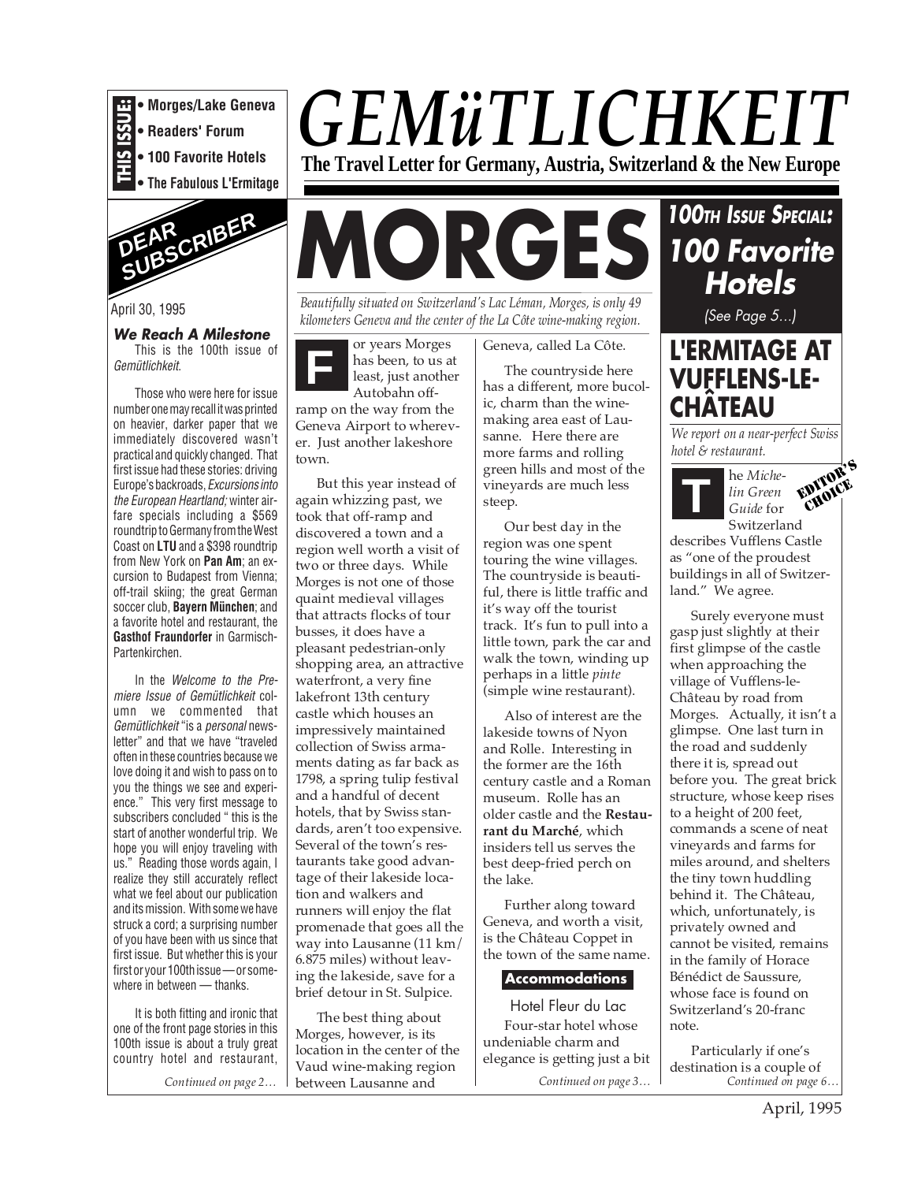**THIS ISSUE:**
- **Morges/Lake Geneva**
- **Readers' Forum**
- **100 Favorite Hotels**
- **The Fabulous L'Ermitage**

# *GEMüTLICHKEIT*

**The Travel Letter for Germany, Austria, Switzerland & the New Europe**

## DEAR SUBSCRIBER

April 30, 1995

### *We Reach A Milestone*

This is the 100th issue of *Gemütlichkeit*.

Those who were here for issue number one may recall it was printed on heavier, darker paper that we immediately discovered wasn't practical and quickly changed. That first issue had these stories: driving Europe's backroads, *Excursions into the European Heartland;* winter airfare specials including a $569 roundtrip to Germany from the West Coast on **LTU** and a $398 roundtrip from New York on **Pan Am**; an excursion to Budapest from Vienna; off-trail skiing; the great German soccer club, **Bayern München**; and a favorite hotel and restaurant, the **Gasthof Fraundorfer** in Garmisch-Partenkirchen.

In the *Welcome to the Premiere Issue of Gemütlichkeit* column we commented that *Gemütlichkeit* "is a *personal* newsletter" and that we have "traveled often in these countries because we love doing it and wish to pass on to you the things we see and experience." This very first message to subscribers concluded " this is the start of another wonderful trip. We hope you will enjoy traveling with us." Reading those words again, I realize they still accurately reflect what we feel about our publication and its mission. With some we have struck a cord; a surprising number of you have been with us since that first issue. But whether this is your first or your 100th issue — or somewhere in between — thanks.

It is both fitting and ironic that one of the front page stories in this 100th issue is about a truly great country hotel and restaurant,

*Continued on page 2…*

# MORGES

*Beautifully situated on Switzerland's Lac Léman, Morges, is only 49 kilometers Geneva and the center of the La Côte wine-making region.*

For years Morges has been, to us at least, just another Autobahn off-ramp on the way from the Geneva Airport to wherever. Just another lakeshore town.

But this year instead of again whizzing past, we took that off-ramp and discovered a town and a region well worth a visit of two or three days. While Morges is not one of those quaint medieval villages that attracts flocks of tour busses, it does have a pleasant pedestrian-only shopping area, an attractive waterfront, a very fine lakefront 13th century castle which houses an impressively maintained collection of Swiss armaments dating as far back as 1798, a spring tulip festival and a handful of decent hotels, that by Swiss standards, aren't too expensive. Several of the town's restaurants take good advantage of their lakeside location and walkers and runners will enjoy the flat promenade that goes all the way into Lausanne (11 km/ 6.875 miles) without leaving the lakeside, save for a brief detour in St. Sulpice.

The best thing about Morges, however, is its location in the center of the Vaud wine-making region between Lausanne and Geneva, called La Côte.

The countryside here has a different, more bucolic, charm than the wine-making area east of Lausanne. Here there are more farms and rolling green hills and most of the vineyards are much less steep.

Our best day in the region was one spent touring the wine villages. The countryside is beautiful, there is little traffic and it's way off the tourist track. It's fun to pull into a little town, park the car and walk the town, winding up perhaps in a little *pinte* (simple wine restaurant).

Also of interest are the lakeside towns of Nyon and Rolle. Interesting in the former are the 16th century castle and a Roman museum. Rolle has an older castle and the **Restaurant du Marché**, which insiders tell us serves the best deep-fried perch on the lake.

Further along toward Geneva, and worth a visit, is the Château Coppet in the town of the same name.

### Accommodations

Hotel Fleur du Lac

Four-star hotel whose undeniable charm and elegance is getting just a bit

*Continued on page 3…*

## *100TH ISSUE SPECIAL: 100 Favorite Hotels*

*(See Page 5…)*

## L'ERMITAGE AT VUFFLENS-LE-CHÂTEAU

*We report on a near-perfect Swiss hotel & restaurant.*

EDITOR'S CHOICE

The *Michelin Green Guide* for Switzerland describes Vufflens Castle as "one of the proudest buildings in all of Switzerland." We agree.

Surely everyone must gasp just slightly at their first glimpse of the castle when approaching the village of Vufflens-le-Château by road from Morges. Actually, it isn't a glimpse. One last turn in the road and suddenly there it is, spread out before you. The great brick structure, whose keep rises to a height of 200 feet, commands a scene of neat vineyards and farms for miles around, and shelters the tiny town huddling behind it. The Château, which, unfortunately, is privately owned and cannot be visited, remains in the family of Horace Bénédict de Saussure, whose face is found on Switzerland's 20-franc note.

Particularly if one's destination is a couple of

*Continued on page 6…*

April, 1995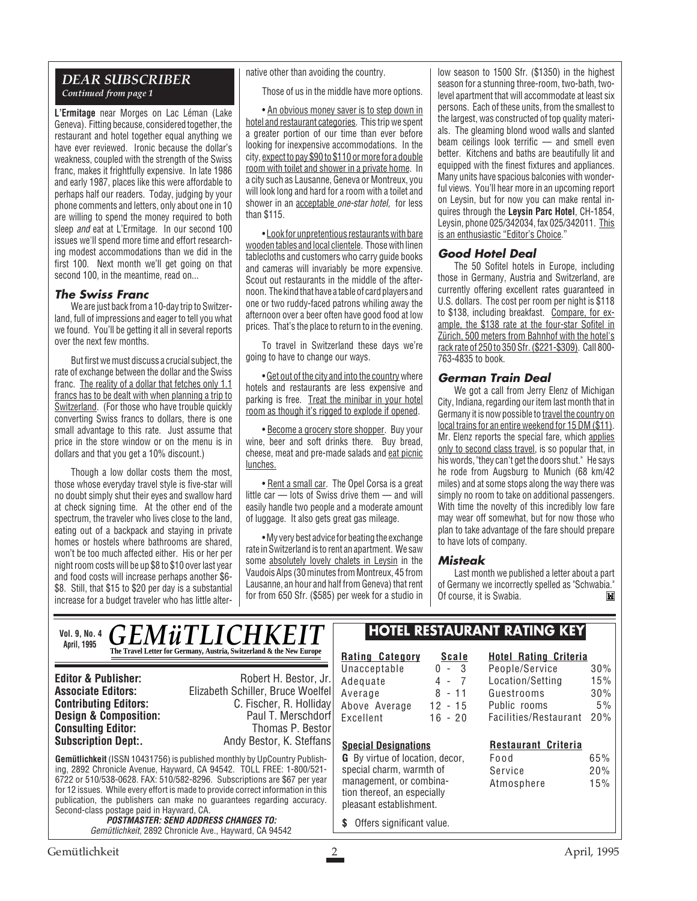## DEAR SUBSCRIBER

*Continued from page 1*

**L'Ermitage** near Morges on Lac Léman (Lake Geneva). Fitting because, considered together, the restaurant and hotel together equal anything we have ever reviewed. Ironic because the dollar's weakness, coupled with the strength of the Swiss franc, makes it frightfully expensive. In late 1986 and early 1987, places like this were affordable to perhaps half our readers. Today, judging by your phone comments and letters, only about one in 10 are willing to spend the money required to both sleep *and* eat at L'Ermitage. In our second 100 issues we'll spend more time and effort researching modest accommodations than we did in the first 100. Next month we'll get going on that second 100, in the meantime, read on...

### The Swiss Franc

We are just back from a 10-day trip to Switzerland, full of impressions and eager to tell you what we found. You'll be getting it all in several reports over the next few months.

But first we must discuss a crucial subject, the rate of exchange between the dollar and the Swiss franc. The reality of a dollar that fetches only 1.1 francs has to be dealt with when planning a trip to Switzerland. (For those who have trouble quickly converting Swiss francs to dollars, there is one small advantage to this rate. Just assume that price in the store window or on the menu is in dollars and that you get a 10% discount.)

Though a low dollar costs them the most, those whose everyday travel style is five-star will no doubt simply shut their eyes and swallow hard at check signing time. At the other end of the spectrum, the traveler who lives close to the land, eating out of a backpack and staying in private homes or hostels where bathrooms are shared, won't be too much affected either. His or her per night room costs will be up $8 to $10 over last year and food costs will increase perhaps another $6-$8. Still, that $15 to $20 per day is a substantial increase for a budget traveler who has little alternative other than avoiding the country.

Those of us in the middle have more options.

- An obvious money saver is to step down in hotel and restaurant categories. This trip we spent a greater portion of our time than ever before looking for inexpensive accommodations. In the city, expect to pay $90 to $110 or more for a double room with toilet and shower in a private home. In a city such as Lausanne, Geneva or Montreux, you will look long and hard for a room with a toilet and shower in an acceptable *one-star hotel,* for less than $115.

- Look for unpretentious restaurants with bare wooden tables and local clientele. Those with linen tablecloths and customers who carry guide books and cameras will invariably be more expensive. Scout out restaurants in the middle of the afternoon. The kind that have a table of card players and one or two ruddy-faced patrons whiling away the afternoon over a beer often have good food at low prices. That's the place to return to in the evening.

To travel in Switzerland these days we're going to have to change our ways.

- Get out of the city and into the country where hotels and restaurants are less expensive and parking is free. Treat the minibar in your hotel room as though it's rigged to explode if opened.

- Become a grocery store shopper. Buy your wine, beer and soft drinks there. Buy bread, cheese, meat and pre-made salads and eat picnic lunches.

- Rent a small car. The Opel Corsa is a great little car — lots of Swiss drive them — and will easily handle two people and a moderate amount of luggage. It also gets great gas mileage.

- My very best advice for beating the exchange rate in Switzerland is to rent an apartment. We saw some absolutely lovely chalets in Leysin in the Vaudois Alps (30 minutes from Montreux, 45 from Lausanne, an hour and half from Geneva) that rent for from 650 Sfr. ($585) per week for a studio in low season to 1500 Sfr. ($1350) in the highest season for a stunning three-room, two-bath, two-level apartment that will accommodate at least six persons. Each of these units, from the smallest to the largest, was constructed of top quality materials. The gleaming blond wood walls and slanted beam ceilings look terrific — and smell even better. Kitchens and baths are beautifully lit and equipped with the finest fixtures and appliances. Many units have spacious balconies with wonderful views. You'll hear more in an upcoming report on Leysin, but for now you can make rental inquires through the **Leysin Parc Hotel**, CH-1854, Leysin, phone 025/342034, fax 025/342011. This is an enthusiastic "Editor's Choice."

### Good Hotel Deal

The 50 Sofitel hotels in Europe, including those in Germany, Austria and Switzerland, are currently offering excellent rates guaranteed in U.S. dollars. The cost per room per night is $118 to $138, including breakfast. Compare, for example, the $138 rate at the four-star Sofitel in Zürich, 500 meters from Bahnhof with the hotel's rack rate of 250 to 350 Sfr. ($221-$309). Call 800-763-4835 to book.

### German Train Deal

We got a call from Jerry Elenz of Michigan City, Indiana, regarding our item last month that in Germany it is now possible to travel the country on local trains for an entire weekend for 15 DM ($11). Mr. Elenz reports the special fare, which applies only to second class travel, is so popular that, in his words, "they can't get the doors shut." He says he rode from Augsburg to Munich (68 km/42 miles) and at some stops along the way there was simply no room to take on additional passengers. With time the novelty of this incredibly low fare may wear off somewhat, but for now those who plan to take advantage of the fare should prepare to have lots of company.

### Misteak

Last month we published a letter about a part of Germany we incorrectly spelled as "Schwabia." Of course, it is Swabia.

---

**Vol. 9, No. 4 April, 1995** ***GEMüTLICHKEIT*** **The Travel Letter for Germany, Austria, Switzerland & the New Europe**

**Editor & Publisher:** Robert H. Bestor, Jr.
**Associate Editors:** Elizabeth Schiller, Bruce Woelfel
**Contributing Editors:** C. Fischer, R. Holliday
**Design & Composition:** Paul T. Merschdorf
**Consulting Editor:** Thomas P. Bestor
**Subscription Dept:.** Andy Bestor, K. Steffans

**Gemütlichkeit** (ISSN 10431756) is published monthly by UpCountry Publishing, 2892 Chronicle Avenue, Hayward, CA 94542. TOLL FREE: 1-800/521-6722 or 510/538-0628. FAX: 510/582-8296. Subscriptions are $67 per year for 12 issues. While every effort is made to provide correct information in this publication, the publishers can make no guarantees regarding accuracy. Second-class postage paid in Hayward, CA.

***POSTMASTER: SEND ADDRESS CHANGES TO:***
*Gemütlichkeit*, 2892 Chronicle Ave., Hayward, CA 94542

## HOTEL RESTAURANT RATING KEY

| Rating Category | Scale |
|---|---|
| Unacceptable | 0 - 3 |
| Adequate | 4 - 7 |
| Average | 8 - 11 |
| Above Average | 12 - 15 |
| Excellent | 16 - 20 |

| Hotel Rating Criteria | |
|---|---|
| People/Service | 30% |
| Location/Setting | 15% |
| Guestrooms | 30% |
| Public rooms | 5% |
| Facilities/Restaurant | 20% |

| Restaurant Criteria | |
|---|---|
| Food | 65% |
| Service | 20% |
| Atmosphere | 15% |

**Special Designations**

**G** By virtue of location, decor, special charm, warmth of management, or combination thereof, an especially pleasant establishment.

**$** Offers significant value.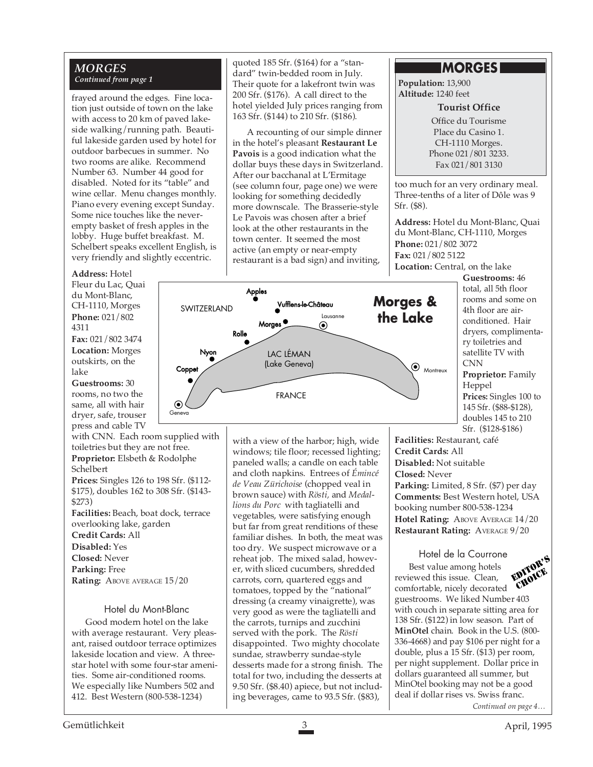## MORGES

*Continued from page 1*

frayed around the edges. Fine location just outside of town on the lake with access to 20 km of paved lakeside walking/running path. Beautiful lakeside garden used by hotel for outdoor barbecues in summer. No two rooms are alike. Recommend Number 63. Number 44 good for disabled. Noted for its "table" and wine cellar. Menu changes monthly. Piano every evening except Sunday. Some nice touches like the never-empty basket of fresh apples in the lobby. Huge buffet breakfast. M. Schelbert speaks excellent English, is very friendly and slightly eccentric.

**Address:** Hotel Fleur du Lac, Quai du Mont-Blanc, CH-1110, Morges
**Phone:** 021/802 4311
**Fax:** 021/802 3474
**Location:** Morges outskirts, on the lake
**Guestrooms:** 30 rooms, no two the same, all with hair dryer, safe, trouser press and cable TV with CNN. Each room supplied with toiletries but they are not free.
**Proprietor:** Elsbeth & Rodolphe Schelbert
**Prices:** Singles 126 to 198 Sfr. ($112-$175), doubles 162 to 308 Sfr. ($143-$273)
**Facilities:** Beach, boat dock, terrace overlooking lake, garden
**Credit Cards:** All
**Disabled:** Yes
**Closed:** Never
**Parking:** Free
**Rating:** ABOVE AVERAGE 15/20

### Hotel du Mont-Blanc

Good modern hotel on the lake with average restaurant. Very pleasant, raised outdoor terrace optimizes lakeside location and view. A three-star hotel with some four-star amenities. Some air-conditioned rooms. We especially like Numbers 502 and 412. Best Western (800-538-1234) quoted 185 Sfr. ($164) for a "standard" twin-bedded room in July. Their quote for a lakefront twin was 200 Sfr. ($176). A call direct to the hotel yielded July prices ranging from 163 Sfr. ($144) to 210 Sfr. ($186).

A recounting of our simple dinner in the hotel's pleasant **Restaurant Le Pavois** is a good indication what the dollar buys these days in Switzerland. After our bacchanal at L'Ermitage (see column four, page one) we were looking for something decidedly more downscale. The Brasserie-style Le Pavois was chosen after a brief look at the other restaurants in the town center. It seemed the most active (an empty or near-empty restaurant is a bad sign) and inviting, with a view of the harbor; high, wide windows; tile floor; recessed lighting; paneled walls; a candle on each table and cloth napkins. Entrees of *Émincé de Veau Zürichoise* (chopped veal in brown sauce) with *Rösti,* and *Medallions du Porc* with tagliatelli and vegetables, were satisfying enough but far from great renditions of these familiar dishes. In both, the meat was too dry. We suspect microwave or a reheat job. The mixed salad, however, with sliced cucumbers, shredded carrots, corn, quartered eggs and tomatoes, topped by the "national" dressing (a creamy vinaigrette), was very good as were the tagliatelli and the carrots, turnips and zucchini served with the pork. The *Rösti* disappointed. Two mighty chocolate sundae, strawberry sundae-style desserts made for a strong finish. The total for two, including the desserts at 9.50 Sfr. ($8.40) apiece, but not including beverages, came to 93.5 Sfr. ($83), too much for an very ordinary meal. Three-tenths of a liter of Dôle was 9 Sfr. ($8).

**Address:** Hotel du Mont-Blanc, Quai du Mont-Blanc, CH-1110, Morges
**Phone:** 021/802 3072
**Fax:** 021/802 5122
**Location:** Central, on the lake
**Guestrooms:** 46 total, all 5th floor rooms and some on 4th floor are air-conditioned. Hair dryers, complimentary toiletries and satellite TV with CNN
**Proprietor:** Family Heppel
**Prices:** Singles 100 to 145 Sfr. ($88-$128), doubles 145 to 210 Sfr. ($128-$186)
**Facilities:** Restaurant, café
**Credit Cards:** All
**Disabled:** Not suitable
**Closed:** Never
**Parking:** Limited, 8 Sfr. ($7) per day
**Comments:** Best Western hotel, USA booking number 800-538-1234
**Hotel Rating:** ABOVE AVERAGE 14/20
**Restaurant Rating:** AVERAGE 9/20

### Hotel de la Courrone

EDITOR'S CHOICE

Best value among hotels reviewed this issue. Clean, comfortable, nicely decorated guestrooms. We liked Number 403 with couch in separate sitting area for 138 Sfr. ($122) in low season. Part of **MinOtel** chain. Book in the U.S. (800-336-4668) and pay $106 per night for a double, plus a 15 Sfr. ($13) per room, per night supplement. Dollar price in dollars guaranteed all summer, but MinOtel booking may not be a good deal if dollar rises vs. Swiss franc.

*Continued on page 4…*

---

## MORGES

**Population:** 13,900
**Altitude:** 1240 feet

**Tourist Office**
Office du Tourisme
Place du Casino 1.
CH-1110 Morges.
Phone 021/801 3233.
Fax 021/801 3130

---

**Morges & the Lake**

SWITZERLAND — Apples, Vufflens-le-Château, Morges, Lausanne, Rolle, Nyon, Coppet, Geneva, Montreux — LAC LÉMAN (Lake Geneva) — FRANCE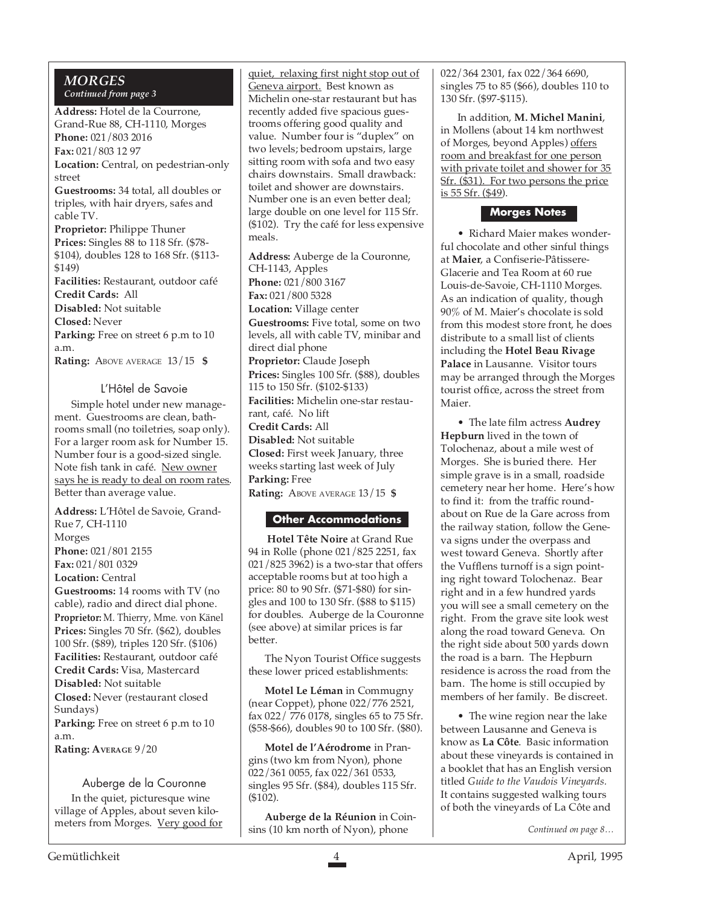## MORGES

*Continued from page 3*

**Address:** Hotel de la Courrone, Grand-Rue 88, CH-1110, Morges
**Phone:** 021/803 2016
**Fax:** 021/803 12 97
**Location:** Central, on pedestrian-only street
**Guestrooms:** 34 total, all doubles or triples, with hair dryers, safes and cable TV.
**Proprietor:** Philippe Thuner
**Prices:** Singles 88 to 118 Sfr. ($78-$104), doubles 128 to 168 Sfr. ($113-$149)
**Facilities:** Restaurant, outdoor café
**Credit Cards:** All
**Disabled:** Not suitable
**Closed:** Never
**Parking:** Free on street 6 p.m to 10 a.m.
**Rating:** ABOVE AVERAGE 13/15 **$**

### L'Hôtel de Savoie

Simple hotel under new management. Guestrooms are clean, bathrooms small (no toiletries, soap only). For a larger room ask for Number 15. Number four is a good-sized single. Note fish tank in café. New owner says he is ready to deal on room rates. Better than average value.

**Address:** L'Hôtel de Savoie, Grand-Rue 7, CH-1110 Morges
**Phone:** 021/801 2155
**Fax:** 021/801 0329
**Location:** Central
**Guestrooms:** 14 rooms with TV (no cable), radio and direct dial phone.
**Proprietor:** M. Thierry, Mme. von Känel
**Prices:** Singles 70 Sfr. ($62), doubles 100 Sfr. ($89), triples 120 Sfr. ($106)
**Facilities:** Restaurant, outdoor café
**Credit Cards:** Visa, Mastercard
**Disabled:** Not suitable
**Closed:** Never (restaurant closed Sundays)
**Parking:** Free on street 6 p.m to 10 a.m.
**Rating:** **AVERAGE** 9/20

### Auberge de la Couronne

In the quiet, picturesque wine village of Apples, about seven kilometers from Morges. Very good for quiet, relaxing first night stop out of Geneva airport. Best known as Michelin one-star restaurant but has recently added five spacious guestrooms offering good quality and value. Number four is "duplex" on two levels; bedroom upstairs, large sitting room with sofa and two easy chairs downstairs. Small drawback: toilet and shower are downstairs. Number one is an even better deal; large double on one level for 115 Sfr. ($102). Try the café for less expensive meals.

**Address:** Auberge de la Couronne, CH-1143, Apples
**Phone:** 021/800 3167
**Fax:** 021/800 5328
**Location:** Village center
**Guestrooms:** Five total, some on two levels, all with cable TV, minibar and direct dial phone
**Proprietor:** Claude Joseph
**Prices:** Singles 100 Sfr. ($88), doubles 115 to 150 Sfr. ($102-$133)
**Facilities:** Michelin one-star restaurant, café. No lift
**Credit Cards:** All
**Disabled:** Not suitable
**Closed:** First week January, three weeks starting last week of July
**Parking:** Free
**Rating:** ABOVE AVERAGE 13/15 **$**

### Other Accommodations

**Hotel Tête Noire** at Grand Rue 94 in Rolle (phone 021/825 2251, fax 021/825 3962) is a two-star that offers acceptable rooms but at too high a price: 80 to 90 Sfr. ($71-$80) for singles and 100 to 130 Sfr. ($88 to $115) for doubles. Auberge de la Couronne (see above) at similar prices is far better.

The Nyon Tourist Office suggests these lower priced establishments:

**Motel Le Léman** in Commugny (near Coppet), phone 022/776 2521, fax 022/ 776 0178, singles 65 to 75 Sfr. ($58-$66), doubles 90 to 100 Sfr. ($80).

**Motel de l'Aérodrome** in Prangins (two km from Nyon), phone 022/361 0055, fax 022/361 0533, singles 95 Sfr. ($84), doubles 115 Sfr. ($102).

**Auberge de la Réunion** in Coinsins (10 km north of Nyon), phone 022/364 2301, fax 022/364 6690, singles 75 to 85 ($66), doubles 110 to 130 Sfr. ($97-$115).

In addition, **M. Michel Manini**, in Mollens (about 14 km northwest of Morges, beyond Apples) offers room and breakfast for one person with private toilet and shower for 35 Sfr. ($31). For two persons the price is 55 Sfr. ($49).

### Morges Notes

• Richard Maier makes wonderful chocolate and other sinful things at **Maier**, a Confiserie-Pâtisserie-Glacerie and Tea Room at 60 rue Louis-de-Savoie, CH-1110 Morges. As an indication of quality, though 90% of M. Maier's chocolate is sold from this modest store front, he does distribute to a small list of clients including the **Hotel Beau Rivage Palace** in Lausanne. Visitor tours may be arranged through the Morges tourist office, across the street from Maier.

• The late film actress **Audrey Hepburn** lived in the town of Tolochenaz, about a mile west of Morges. She is buried there. Her simple grave is in a small, roadside cemetery near her home. Here's how to find it: from the traffic roundabout on Rue de la Gare across from the railway station, follow the Geneva signs under the overpass and west toward Geneva. Shortly after the Vufflens turnoff is a sign pointing right toward Tolochenaz. Bear right and in a few hundred yards you will see a small cemetery on the right. From the grave site look west along the road toward Geneva. On the right side about 500 yards down the road is a barn. The Hepburn residence is across the road from the barn. The home is still occupied by members of her family. Be discreet.

• The wine region near the lake between Lausanne and Geneva is know as **La Côte**. Basic information about these vineyards is contained in a booklet that has an English version titled *Guide to the Vaudois Vineyards.* It contains suggested walking tours of both the vineyards of La Côte and

*Continued on page 8…*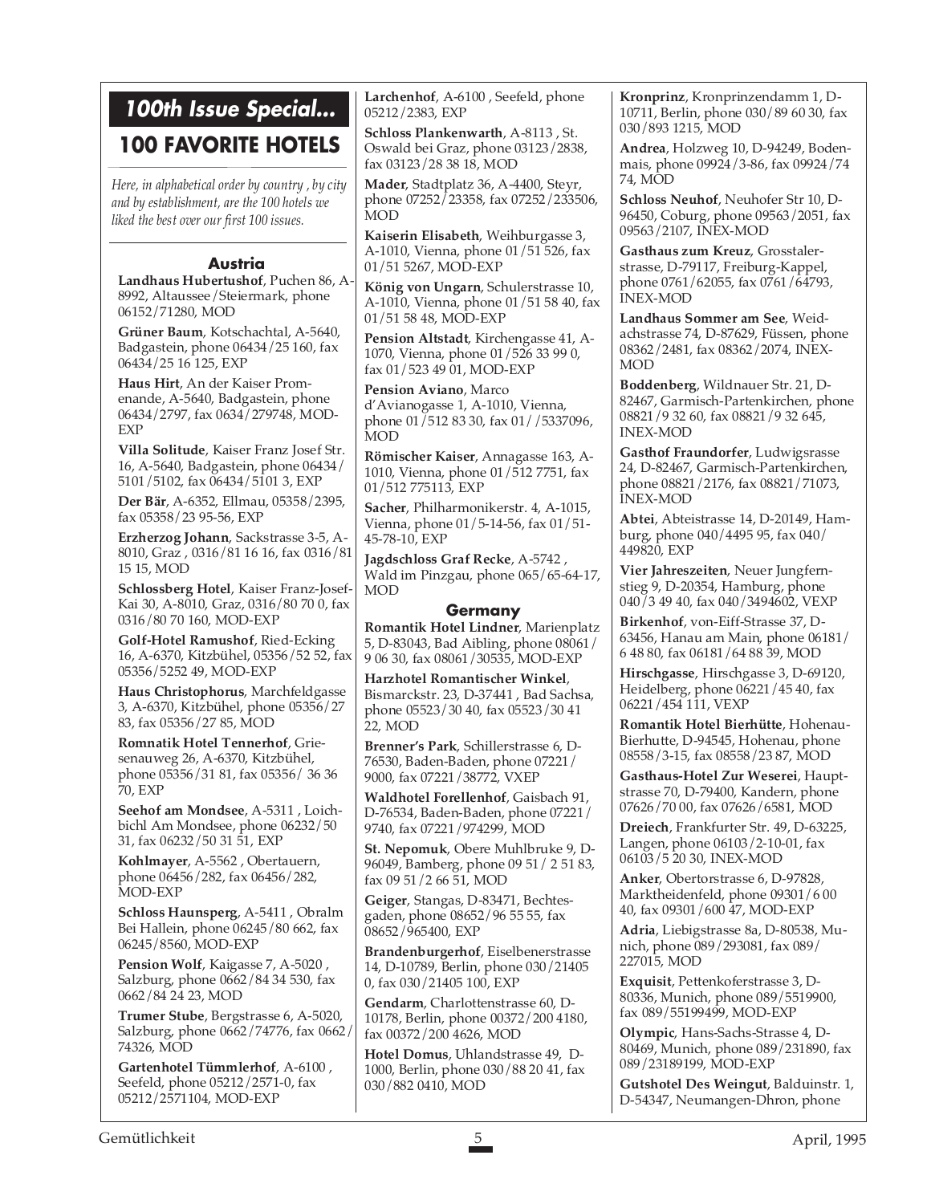## *100th Issue Special...*

# 100 FAVORITE HOTELS

*Here, in alphabetical order by country , by city and by establishment, are the 100 hotels we liked the best over our first 100 issues.*

### Austria

**Landhaus Hubertushof**, Puchen 86, A-8992, Altaussee/Steiermark, phone 06152/71280, MOD

**Grüner Baum**, Kotschachtal, A-5640, Badgastein, phone 06434/25 160, fax 06434/25 16 125, EXP

**Haus Hirt**, An der Kaiser Promenade, A-5640, Badgastein, phone 06434/2797, fax 0634/279748, MOD-EXP

**Villa Solitude**, Kaiser Franz Josef Str. 16, A-5640, Badgastein, phone 06434/5101/5102, fax 06434/5101 3, EXP

**Der Bär**, A-6352, Ellmau, 05358/2395, fax 05358/23 95-56, EXP

**Erzherzog Johann**, Sackstrasse 3-5, A-8010, Graz , 0316/81 16 16, fax 0316/81 15 15, MOD

**Schlossberg Hotel**, Kaiser Franz-Josef-Kai 30, A-8010, Graz, 0316/80 70 0, fax 0316/80 70 160, MOD-EXP

**Golf-Hotel Ramushof**, Ried-Ecking 16, A-6370, Kitzbühel, 05356/52 52, fax 05356/5252 49, MOD-EXP

**Haus Christophorus**, Marchfeldgasse 3, A-6370, Kitzbühel, phone 05356/27 83, fax 05356/27 85, MOD

**Romnatik Hotel Tennerhof**, Griesenauweg 26, A-6370, Kitzbühel, phone 05356/31 81, fax 05356/ 36 36 70, EXP

**Seehof am Mondsee**, A-5311 , Loichbichl Am Mondsee, phone 06232/50 31, fax 06232/50 31 51, EXP

**Kohlmayer**, A-5562 , Obertauern, phone 06456/282, fax 06456/282, MOD-EXP

**Schloss Haunsperg**, A-5411 , Obralm Bei Hallein, phone 06245/80 662, fax 06245/8560, MOD-EXP

**Pension Wolf**, Kaigasse 7, A-5020 , Salzburg, phone 0662/84 34 530, fax 0662/84 24 23, MOD

**Trumer Stube**, Bergstrasse 6, A-5020, Salzburg, phone 0662/74776, fax 0662/74326, MOD

**Gartenhotel Tümmlerhof**, A-6100 , Seefeld, phone 05212/2571-0, fax 05212/2571104, MOD-EXP

**Larchenhof**, A-6100 , Seefeld, phone 05212/2383, EXP

**Schloss Plankenwarth**, A-8113 , St. Oswald bei Graz, phone 03123/2838, fax 03123/28 38 18, MOD

**Mader**, Stadtplatz 36, A-4400, Steyr, phone 07252/23358, fax 07252/233506, MOD

**Kaiserin Elisabeth**, Weihburgasse 3, A-1010, Vienna, phone 01/51 526, fax 01/51 5267, MOD-EXP

**König von Ungarn**, Schulerstrasse 10, A-1010, Vienna, phone 01/51 58 40, fax 01/51 58 48, MOD-EXP

**Pension Altstadt**, Kirchengasse 41, A-1070, Vienna, phone 01/526 33 99 0, fax 01/523 49 01, MOD-EXP

**Pension Aviano**, Marco d'Avianogasse 1, A-1010, Vienna, phone 01/512 83 30, fax 01/ /5337096, MOD

**Römischer Kaiser**, Annagasse 163, A-1010, Vienna, phone 01/512 7751, fax 01/512 775113, EXP

**Sacher**, Philharmonikerstr. 4, A-1015, Vienna, phone 01/5-14-56, fax 01/51-45-78-10, EXP

**Jagdschloss Graf Recke**, A-5742 , Wald im Pinzgau, phone 065/65-64-17, MOD

### Germany

**Romantik Hotel Lindner**, Marienplatz 5, D-83043, Bad Aibling, phone 08061/9 06 30, fax 08061/30535, MOD-EXP

**Harzhotel Romantischer Winkel**, Bismarckstr. 23, D-37441 , Bad Sachsa, phone 05523/30 40, fax 05523/30 41 22, MOD

**Brenner's Park**, Schillerstrasse 6, D-76530, Baden-Baden, phone 07221/9000, fax 07221/38772, VXEP

**Waldhotel Forellenhof**, Gaisbach 91, D-76534, Baden-Baden, phone 07221/9740, fax 07221/974299, MOD

**St. Nepomuk**, Obere Muhlbruke 9, D-96049, Bamberg, phone 09 51/ 2 51 83, fax 09 51/2 66 51, MOD

**Geiger**, Stangas, D-83471, Bechtesgaden, phone 08652/96 55 55, fax 08652/965400, EXP

**Brandenburgerhof**, Eiselbenerstrasse 14, D-10789, Berlin, phone 030/21405 0, fax 030/21405 100, EXP

**Gendarm**, Charlottenstrasse 60, D-10178, Berlin, phone 00372/200 4180, fax 00372/200 4626, MOD

**Hotel Domus**, Uhlandstrasse 49, D-1000, Berlin, phone 030/88 20 41, fax 030/882 0410, MOD

**Kronprinz**, Kronprinzendamm 1, D-10711, Berlin, phone 030/89 60 30, fax 030/893 1215, MOD

**Andrea**, Holzweg 10, D-94249, Bodenmais, phone 09924/3-86, fax 09924/74 74, MOD

**Schloss Neuhof**, Neuhofer Str 10, D-96450, Coburg, phone 09563/2051, fax 09563/2107, INEX-MOD

**Gasthaus zum Kreuz**, Grosstalerstrasse, D-79117, Freiburg-Kappel, phone 0761/62055, fax 0761/64793, INEX-MOD

**Landhaus Sommer am See**, Weidachstrasse 74, D-87629, Füssen, phone 08362/2481, fax 08362/2074, INEX-MOD

**Boddenberg**, Wildnauer Str. 21, D-82467, Garmisch-Partenkirchen, phone 08821/9 32 60, fax 08821/9 32 645, INEX-MOD

**Gasthof Fraundorfer**, Ludwigsrasse 24, D-82467, Garmisch-Partenkirchen, phone 08821/2176, fax 08821/71073, INEX-MOD

**Abtei**, Abteistrasse 14, D-20149, Hamburg, phone 040/4495 95, fax 040/449820, EXP

**Vier Jahreszeiten**, Neuer Jungfernstieg 9, D-20354, Hamburg, phone 040/3 49 40, fax 040/3494602, VEXP

**Birkenhof**, von-Eiff-Strasse 37, D-63456, Hanau am Main, phone 06181/6 48 80, fax 06181/64 88 39, MOD

**Hirschgasse**, Hirschgasse 3, D-69120, Heidelberg, phone 06221/45 40, fax 06221/454 111, VEXP

**Romantik Hotel Bierhütte**, Hohenau-Bierhutte, D-94545, Hohenau, phone 08558/3-15, fax 08558/23 87, MOD

**Gasthaus-Hotel Zur Weserei**, Hauptstrasse 70, D-79400, Kandern, phone 07626/70 00, fax 07626/6581, MOD

**Dreiech**, Frankfurter Str. 49, D-63225, Langen, phone 06103/2-10-01, fax 06103/5 20 30, INEX-MOD

**Anker**, Obertorstrasse 6, D-97828, Marktheidenfeld, phone 09301/6 00 40, fax 09301/600 47, MOD-EXP

**Adria**, Liebigstrasse 8a, D-80538, Munich, phone 089/293081, fax 089/227015, MOD

**Exquisit**, Pettenkoferstrasse 3, D-80336, Munich, phone 089/5519900, fax 089/55199499, MOD-EXP

**Olympic**, Hans-Sachs-Strasse 4, D-80469, Munich, phone 089/231890, fax 089/23189199, MOD-EXP

**Gutshotel Des Weingut**, Balduinstr. 1, D-54347, Neumangen-Dhron, phone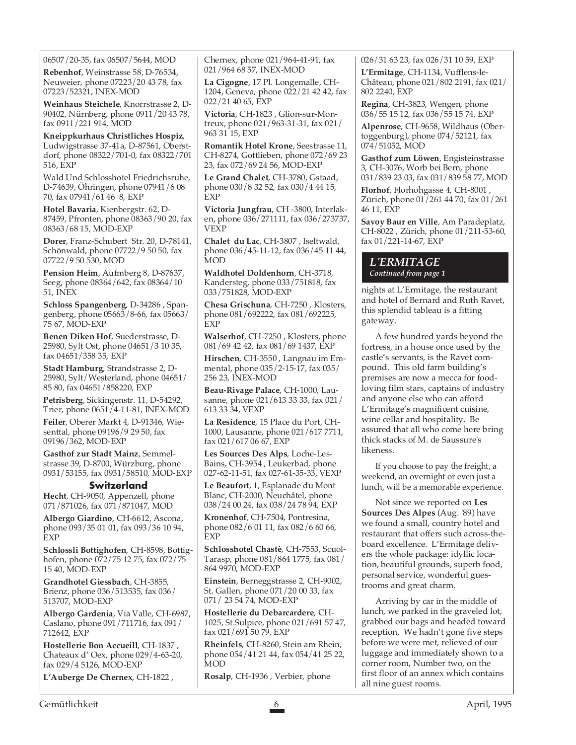06507/20-35, fax 06507/5644, MOD

**Rebenhof**, Weinstrasse 58, D-76534, Neuweier, phone 07223/20 43 78, fax 07223/52321, INEX-MOD

**Weinhaus Steichele**, Knorrstrasse 2, D-90402, Nürnberg, phone 0911/20 43 78, fax 0911/221 914, MOD

**Kneippkurhaus Christliches Hospiz**, Ludwigstrasse 37-41a, D-87561, Oberstdorf, phone 08322/701-0, fax 08322/701 516, EXP

Wald Und Schlosshotel Friedrichsruhe, D-74639, Öhringen, phone 07941/6 08 70, fax 07941/61 46 8, EXP

**Hotel Bavaria**, Kienbergstr. 62, D-87459, Pfronten, phone 08363/90 20, fax 08363/68 15, MOD-EXP

**Dorer**, Franz-Schubert Str. 20, D-78141, Schönwald, phone 07722/9 50 50, fax 07722/9 50 530, MOD

**Pension Heim**, Aufmberg 8, D-87637, Seeg, phone 08364/642, fax 08364/10 51, INEX

**Schloss Spangenberg**, D-34286 , Spangenberg, phone 05663/8-66, fax 05663/75 67, MOD-EXP

**Benen Diken Hof**, Suederstrasse, D-25980, Sylt Ost, phone 04651/3 10 35, fax 04651/358 35, EXP

**Stadt Hamburg**, Strandstrasse 2, D-25980, Sylt/Westerland, phone 04651/85 80, fax 04651/858220, EXP

**Petrisberg**, Sickingenstr. 11, D-54292, Trier, phone 0651/4-11-81, INEX-MOD

**Feiler**, Oberer Markt 4, D-91346, Wiesenttal, phone 09196/9 29 50, fax 09196/362, MOD-EXP

**Gasthof zur Stadt Mainz**, Semmelstrasse 39, D-8700, Würzburg, phone 0931/53155, fax 0931/58510, MOD-EXP

### Switzerland

**Hecht**, CH-9050, Appenzell, phone 071/871026, fax 071/871047, MOD

**Albergo Giardino**, CH-6612, Ascona, phone 093/35 01 01, fax 093/36 10 94, EXP

**Schlossli Bottighofen**, CH-8598, Bottighofen, phone 072/75 12 75, fax 072/75 15 40, MOD-EXP

**Grandhotel Giessbach**, CH-3855, Brienz, phone 036/513535, fax 036/513707, MOD-EXP

**Albergo Gardenia**, Via Valle, CH-6987, Caslano, phone 091/711716, fax 091/712642, EXP

**Hostellerie Bon Accueill**, CH-1837 , Chateaux d' Oex, phone 029/4-63-20, fax 029/4 5126, MOD-EXP

**L'Auberge De Chernex**, CH-1822 , Chernex, phone 021/964-41-91, fax 021/964 68 57, INEX-MOD

**La Cigogne**, 17 Pl. Longemalle, CH-1204, Geneva, phone 022/21 42 42, fax 022/21 40 65, EXP

**Victoria**, CH-1823 , Glion-sur-Montreux, phone 021/963-31-31, fax 021/963 31 15, EXP

**Romantik Hotel Krone**, Seestrasse 11, CH-8274, Gottlieben, phone 072/69 23 23, fax 072/69 24 56, MOD-EXP

**Le Grand Chalet**, CH-3780, Gstaad, phone 030/8 32 52, fax 030/4 44 15, EXP

**Victoria Jungfrau**, CH -3800, Interlaken, phone 036/271111, fax 036/273737, VEXP

**Chalet du Lac**, CH-3807 , Iseltwald, phone 036/45-11-12, fax 036/45 11 44, MOD

**Waldhotel Doldenhorn**, CH-3718, Kandersteg, phone 033/751818, fax 033/751828, MOD-EXP

**Chesa Grischuna**, CH-7250 , Klosters, phone 081/692222, fax 081/692225, EXP

**Walserhof**, CH-7250 , Klosters, phone 081/69 42 42, fax 081/69 1437, EXP

**Hirschen**, CH-3550 , Langnau im Emmental, phone 035/2-15-17, fax 035/256 23, INEX-MOD

**Beau-Rivage Palace**, CH-1000, Lausanne, phone 021/613 33 33, fax 021/613 33 34, VEXP

**La Residence**, 15 Place du Port, CH-1000, Lausanne, phone 021/617 7711, fax 021/617 06 67, EXP

**Les Sources Des Alps**, Loche-Les-Bains, CH-3954 , Leukerbad, phone 027-62-11-51, fax 027-61-35-33, VEXP

**Le Beaufort**, 1, Esplanade du Mont Blanc, CH-2000, Neuchâtel, phone 038/24 00 24, fax 038/24 78 94, EXP

**Kronenhof**, CH-7504, Pontresina, phone 082/6 01 11, fax 082/6 60 66, EXP

**Schlosshotel Chastè**, CH-7553, Scuol-Tarasp, phone 081/864 1775, fax 081/864 9970, MOD-EXP

**Einstein**, Berneggstrasse 2, CH-9002, St. Gallen, phone 071/20 00 33, fax 071/ 23 54 74, MOD-EXP

**Hostellerie du Debarcardere**, CH-1025, St.Sulpice, phone 021/691 57 47, fax 021/691 50 79, EXP

**Rheinfels**, CH-8260, Stein am Rhein, phone 054/41 21 44, fax 054/41 25 22, MOD

**Rosalp**, CH-1936 , Verbier, phone 026/31 63 23, fax 026/31 10 59, EXP

**L'Ermitage**, CH-1134, Vufflens-le-Château, phone 021/802 2191, fax 021/802 2240, EXP

**Regina**, CH-3823, Wengen, phone 036/55 15 12, fax 036/55 15 74, EXP

**Alpenrose**, CH-9658, Wildhaus (Obertoggenburg), phone 074/52121, fax 074/51052, MOD

**Gasthof zum Löwen**, Engisteinstrasse 3, CH-3076, Worb bei Bern, phone 031/839 23 03, fax 031/839 58 77, MOD

**Florhof**, Florhohgasse 4, CH-8001 , Zürich, phone 01/261 44 70, fax 01/261 46 11, EXP

**Savoy Baur en Ville**, Am Paradeplatz, CH-8022 , Zürich, phone 01/211-53-60, fax 01/221-14-67, EXP

## *L'ERMITAGE*

*Continued from page 1*

nights at L'Ermitage, the restaurant and hotel of Bernard and Ruth Ravet, this splendid tableau is a fitting gateway.

A few hundred yards beyond the fortress, in a house once used by the castle's servants, is the Ravet compound. This old farm building's premises are now a mecca for food-loving film stars, captains of industry and anyone else who can afford L'Ermitage's magnificent cuisine, wine cellar and hospitality. Be assured that all who come here bring thick stacks of M. de Saussure's likeness.

If you choose to pay the freight, a weekend, an overnight or even just a lunch, will be a memorable experience.

Not since we reported on **Les Sources Des Alpes** (Aug. '89) have we found a small, country hotel and restaurant that offers such across-the-board excellence. L'Ermitage delivers the whole package: idyllic location, beautiful grounds, superb food, personal service, wonderful guestrooms and great charm.

Arriving by car in the middle of lunch, we parked in the graveled lot, grabbed our bags and headed toward reception. We hadn't gone five steps before we were met, relieved of our luggage and immediately shown to a corner room, Number two, on the first floor of an annex which contains all nine guest rooms.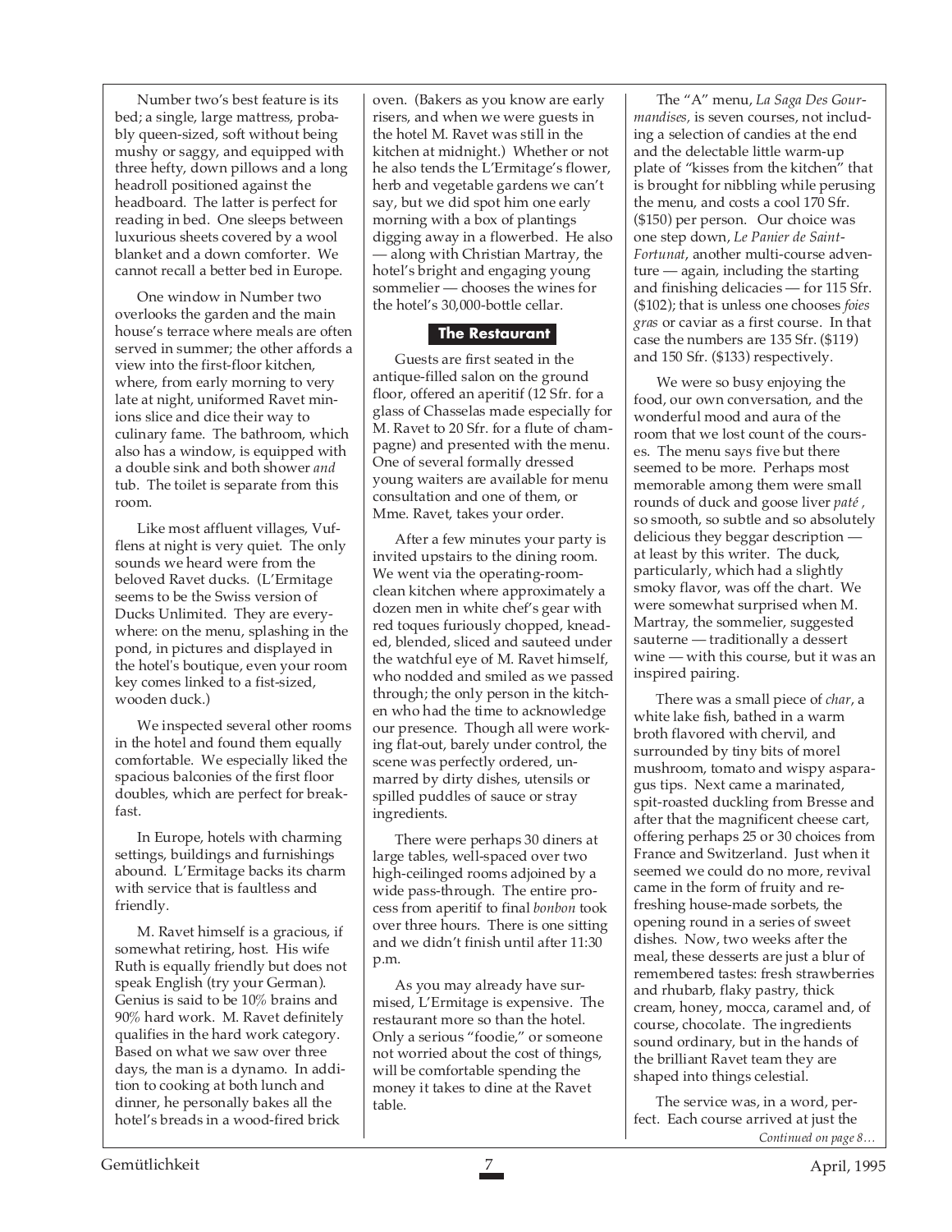Number two's best feature is its bed; a single, large mattress, probably queen-sized, soft without being mushy or saggy, and equipped with three hefty, down pillows and a long headroll positioned against the headboard. The latter is perfect for reading in bed. One sleeps between luxurious sheets covered by a wool blanket and a down comforter. We cannot recall a better bed in Europe.

One window in Number two overlooks the garden and the main house's terrace where meals are often served in summer; the other affords a view into the first-floor kitchen, where, from early morning to very late at night, uniformed Ravet minions slice and dice their way to culinary fame. The bathroom, which also has a window, is equipped with a double sink and both shower *and* tub. The toilet is separate from this room.

Like most affluent villages, Vufflens at night is very quiet. The only sounds we heard were from the beloved Ravet ducks. (L'Ermitage seems to be the Swiss version of Ducks Unlimited. They are everywhere: on the menu, splashing in the pond, in pictures and displayed in the hotel's boutique, even your room key comes linked to a fist-sized, wooden duck.)

We inspected several other rooms in the hotel and found them equally comfortable. We especially liked the spacious balconies of the first floor doubles, which are perfect for breakfast.

In Europe, hotels with charming settings, buildings and furnishings abound. L'Ermitage backs its charm with service that is faultless and friendly.

M. Ravet himself is a gracious, if somewhat retiring, host. His wife Ruth is equally friendly but does not speak English (try your German). Genius is said to be 10% brains and 90% hard work. M. Ravet definitely qualifies in the hard work category. Based on what we saw over three days, the man is a dynamo. In addition to cooking at both lunch and dinner, he personally bakes all the hotel's breads in a wood-fired brick oven. (Bakers as you know are early risers, and when we were guests in the hotel M. Ravet was still in the kitchen at midnight.) Whether or not he also tends the L'Ermitage's flower, herb and vegetable gardens we can't say, but we did spot him one early morning with a box of plantings digging away in a flowerbed. He also — along with Christian Martray, the hotel's bright and engaging young sommelier — chooses the wines for the hotel's 30,000-bottle cellar.

## The Restaurant

Guests are first seated in the antique-filled salon on the ground floor, offered an aperitif (12 Sfr. for a glass of Chasselas made especially for M. Ravet to 20 Sfr. for a flute of champagne) and presented with the menu. One of several formally dressed young waiters are available for menu consultation and one of them, or Mme. Ravet, takes your order.

After a few minutes your party is invited upstairs to the dining room. We went via the operating-room-clean kitchen where approximately a dozen men in white chef's gear with red toques furiously chopped, kneaded, blended, sliced and sauteed under the watchful eye of M. Ravet himself, who nodded and smiled as we passed through; the only person in the kitchen who had the time to acknowledge our presence. Though all were working flat-out, barely under control, the scene was perfectly ordered, unmarred by dirty dishes, utensils or spilled puddles of sauce or stray ingredients.

There were perhaps 30 diners at large tables, well-spaced over two high-ceilinged rooms adjoined by a wide pass-through. The entire process from aperitif to final *bonbon* took over three hours. There is one sitting and we didn't finish until after 11:30 p.m.

As you may already have surmised, L'Ermitage is expensive. The restaurant more so than the hotel. Only a serious "foodie," or someone not worried about the cost of things, will be comfortable spending the money it takes to dine at the Ravet table.

The "A" menu, *La Saga Des Gourmandises,* is seven courses, not including a selection of candies at the end and the delectable little warm-up plate of "kisses from the kitchen" that is brought for nibbling while perusing the menu, and costs a cool 170 Sfr. ($150) per person. Our choice was one step down, *Le Panier de Saint-Fortunat*, another multi-course adventure — again, including the starting and finishing delicacies — for 115 Sfr. ($102); that is unless one chooses *foies gras* or caviar as a first course. In that case the numbers are 135 Sfr. ($119) and 150 Sfr. ($133) respectively.

We were so busy enjoying the food, our own conversation, and the wonderful mood and aura of the room that we lost count of the courses. The menu says five but there seemed to be more. Perhaps most memorable among them were small rounds of duck and goose liver *paté* , so smooth, so subtle and so absolutely delicious they beggar description — at least by this writer. The duck, particularly, which had a slightly smoky flavor, was off the chart. We were somewhat surprised when M. Martray, the sommelier, suggested sauterne — traditionally a dessert wine — with this course, but it was an inspired pairing.

There was a small piece of *char*, a white lake fish, bathed in a warm broth flavored with chervil, and surrounded by tiny bits of morel mushroom, tomato and wispy asparagus tips. Next came a marinated, spit-roasted duckling from Bresse and after that the magnificent cheese cart, offering perhaps 25 or 30 choices from France and Switzerland. Just when it seemed we could do no more, revival came in the form of fruity and refreshing house-made sorbets, the opening round in a series of sweet dishes. Now, two weeks after the meal, these desserts are just a blur of remembered tastes: fresh strawberries and rhubarb, flaky pastry, thick cream, honey, mocca, caramel and, of course, chocolate. The ingredients sound ordinary, but in the hands of the brilliant Ravet team they are shaped into things celestial.

The service was, in a word, perfect. Each course arrived at just the

*Continued on page 8…*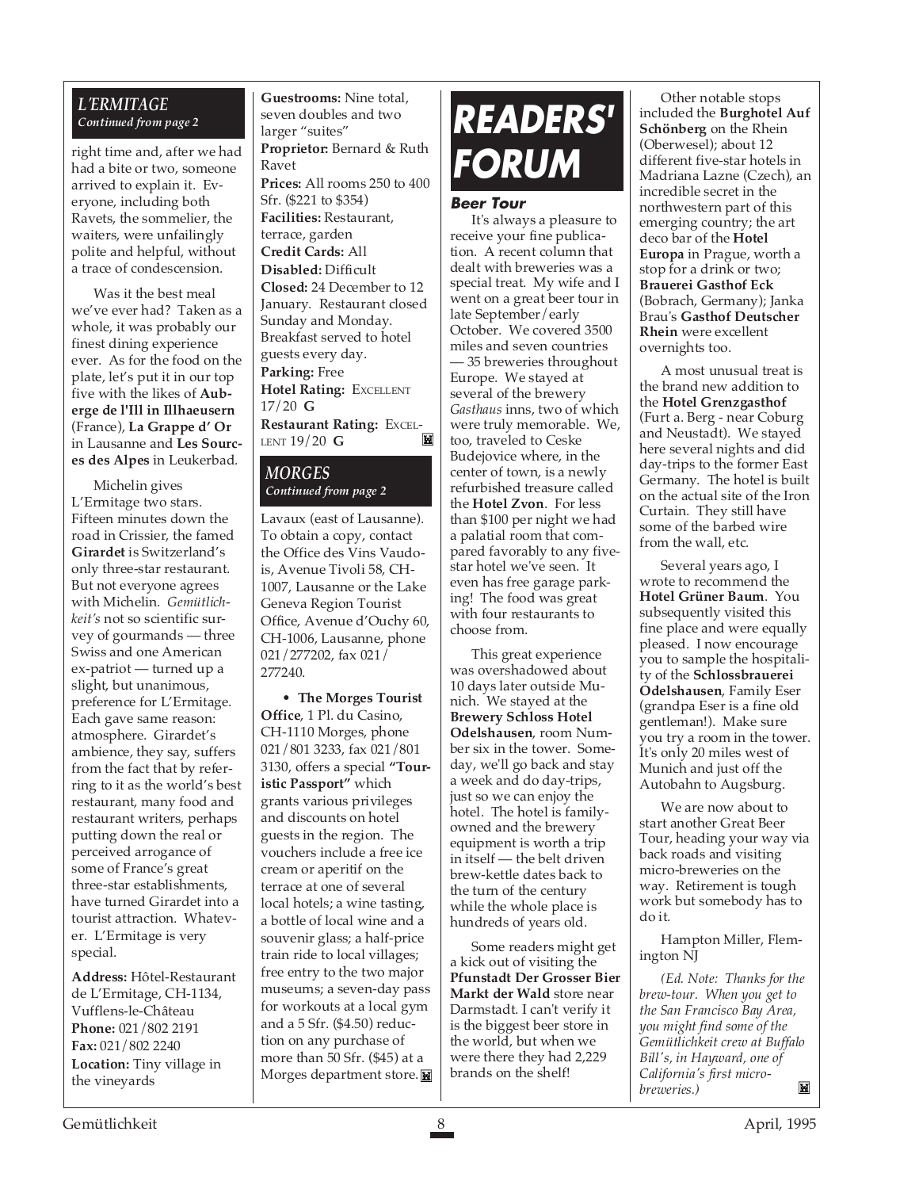### L'ERMITAGE
*Continued from page 2*

right time and, after we had had a bite or two, someone arrived to explain it. Everyone, including both Ravets, the sommelier, the waiters, were unfailingly polite and helpful, without a trace of condescension.

Was it the best meal we've ever had? Taken as a whole, it was probably our finest dining experience ever. As for the food on the plate, let's put it in our top five with the likes of **Auberge de l'Ill in Illhaeusern** (France), **La Grappe d' Or** in Lausanne and **Les Sources des Alpes** in Leukerbad.

Michelin gives L'Ermitage two stars. Fifteen minutes down the road in Crissier, the famed **Girardet** is Switzerland's only three-star restaurant. But not everyone agrees with Michelin. *Gemütlichkeit's* not so scientific survey of gourmands — three Swiss and one American ex-patriot — turned up a slight, but unanimous, preference for L'Ermitage. Each gave same reason: atmosphere. Girardet's ambience, they say, suffers from the fact that by referring to it as the world's best restaurant, many food and restaurant writers, perhaps putting down the real or perceived arrogance of some of France's great three-star establishments, have turned Girardet into a tourist attraction. Whatever. L'Ermitage is very special.

**Address:** Hôtel-Restaurant de L'Ermitage, CH-1134, Vufflens-le-Château
**Phone:** 021/802 2191
**Fax:** 021/802 2240
**Location:** Tiny village in the vineyards
**Guestrooms:** Nine total, seven doubles and two larger "suites"
**Proprietor:** Bernard & Ruth Ravet
**Prices:** All rooms 250 to 400 Sfr. ($221 to $354)
**Facilities:** Restaurant, terrace, garden
**Credit Cards:** All
**Disabled:** Difficult
**Closed:** 24 December to 12 January. Restaurant closed Sunday and Monday. Breakfast served to hotel guests every day.
**Parking:** Free
**Hotel Rating:** EXCELLENT 17/20 **G**
**Restaurant Rating:** EXCELLENT 19/20 **G**

### MORGES
*Continued from page 2*

Lavaux (east of Lausanne). To obtain a copy, contact the Office des Vins Vaudois, Avenue Tivoli 58, CH-1007, Lausanne or the Lake Geneva Region Tourist Office, Avenue d'Ouchy 60, CH-1006, Lausanne, phone 021/277202, fax 021/277240.

• **The Morges Tourist Office**, 1 Pl. du Casino, CH-1110 Morges, phone 021/801 3233, fax 021/801 3130, offers a special **"Touristic Passport"** which grants various privileges and discounts on hotel guests in the region. The vouchers include a free ice cream or aperitif on the terrace at one of several local hotels; a wine tasting, a bottle of local wine and a souvenir glass; a half-price train ride to local villages; free entry to the two major museums; a seven-day pass for workouts at a local gym and a 5 Sfr. ($4.50) reduction on any purchase of more than 50 Sfr. ($45) at a Morges department store.

# READERS' FORUM

### Beer Tour

It's always a pleasure to receive your fine publication. A recent column that dealt with breweries was a special treat. My wife and I went on a great beer tour in late September/early October. We covered 3500 miles and seven countries — 35 breweries throughout Europe. We stayed at several of the brewery *Gasthaus* inns, two of which were truly memorable. We, too, traveled to Ceske Budejovice where, in the center of town, is a newly refurbished treasure called the **Hotel Zvon**. For less than $100 per night we had a palatial room that compared favorably to any five-star hotel we've seen. It even has free garage parking! The food was great with four restaurants to choose from.

This great experience was overshadowed about 10 days later outside Munich. We stayed at the **Brewery Schloss Hotel Odelshausen**, room Number six in the tower. Someday, we'll go back and stay a week and do day-trips, just so we can enjoy the hotel. The hotel is family-owned and the brewery equipment is worth a trip in itself — the belt driven brew-kettle dates back to the turn of the century while the whole place is hundreds of years old.

Some readers might get a kick out of visiting the **Pfunstadt Der Grosser Bier Markt der Wald** store near Darmstadt. I can't verify it is the biggest beer store in the world, but when we were there they had 2,229 brands on the shelf!

Other notable stops included the **Burghotel Auf Schönberg** on the Rhein (Oberwesel); about 12 different five-star hotels in Madriana Lazne (Czech), an incredible secret in the northwestern part of this emerging country; the art deco bar of the **Hotel Europa** in Prague, worth a stop for a drink or two; **Brauerei Gasthof Eck** (Bobrach, Germany); Janka Brau's **Gasthof Deutscher Rhein** were excellent overnights too.

A most unusual treat is the brand new addition to the **Hotel Grenzgasthof** (Furt a. Berg - near Coburg and Neustadt). We stayed here several nights and did day-trips to the former East Germany. The hotel is built on the actual site of the Iron Curtain. They still have some of the barbed wire from the wall, etc.

Several years ago, I wrote to recommend the **Hotel Grüner Baum**. You subsequently visited this fine place and were equally pleased. I now encourage you to sample the hospitality of the **Schlossbrauerei Odelshausen**, Family Eser (grandpa Eser is a fine old gentleman!). Make sure you try a room in the tower. It's only 20 miles west of Munich and just off the Autobahn to Augsburg.

We are now about to start another Great Beer Tour, heading your way via back roads and visiting micro-breweries on the way. Retirement is tough work but somebody has to do it.

Hampton Miller, Flemington NJ

*(Ed. Note: Thanks for the brew-tour. When you get to the San Francisco Bay Area, you might find some of the Gemütlichkeit crew at Buffalo Bill's, in Hayward, one of California's first micro-breweries.)*